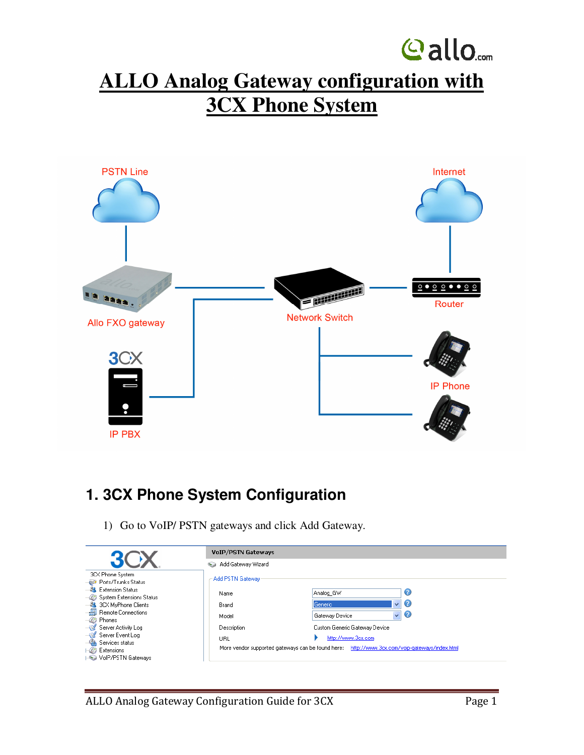# ALLO Analog Gateway configuration with 3CX Phone System

## 1. 3CX Phone System Configuration

1) Go to VoIP/ PSTN gateways and click Add Gateway.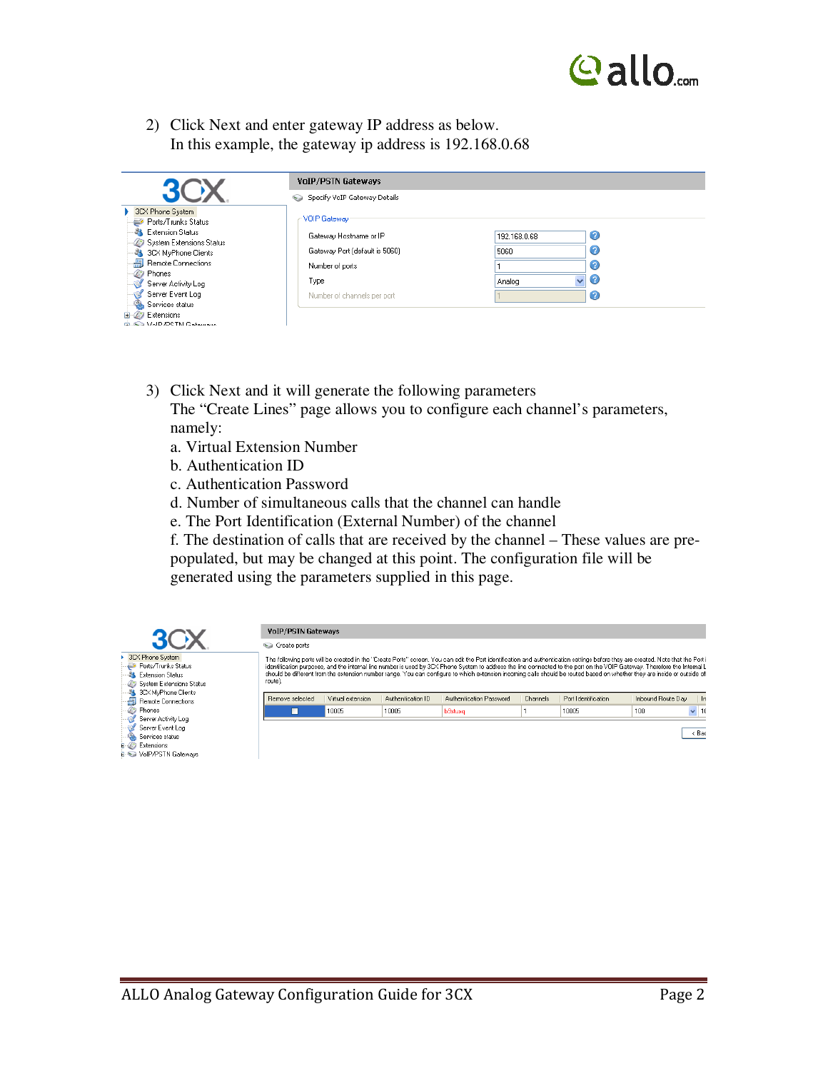2) Click Next and enter gateway IP address as below.
   In this example, the gateway ip address is 192.168.0.68

3) Click Next and it will generate the following parameters
   The "Create Lines" page allows you to configure each channel's parameters, namely:
   a. Virtual Extension Number
   b. Authentication ID
   c. Authentication Password
   d. Number of simultaneous calls that the channel can handle
   e. The Port Identification (External Number) of the channel
   f. The destination of calls that are received by the channel – These values are pre-populated, but may be changed at this point. The configuration file will be generated using the parameters supplied in this page.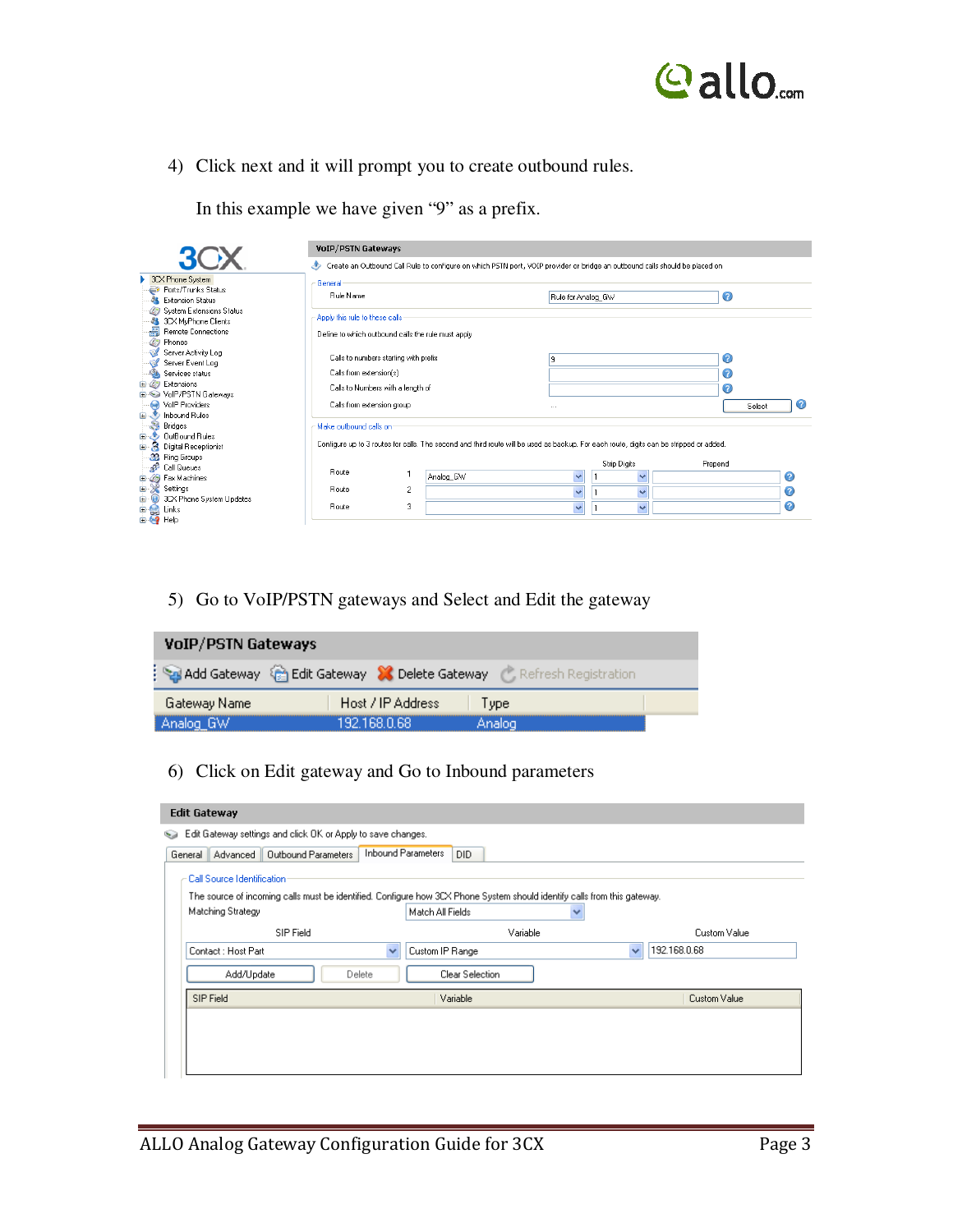4) Click next and it will prompt you to create outbound rules.

In this example we have given "9" as a prefix.

5) Go to VoIP/PSTN gateways and Select and Edit the gateway

6) Click on Edit gateway and Go to Inbound parameters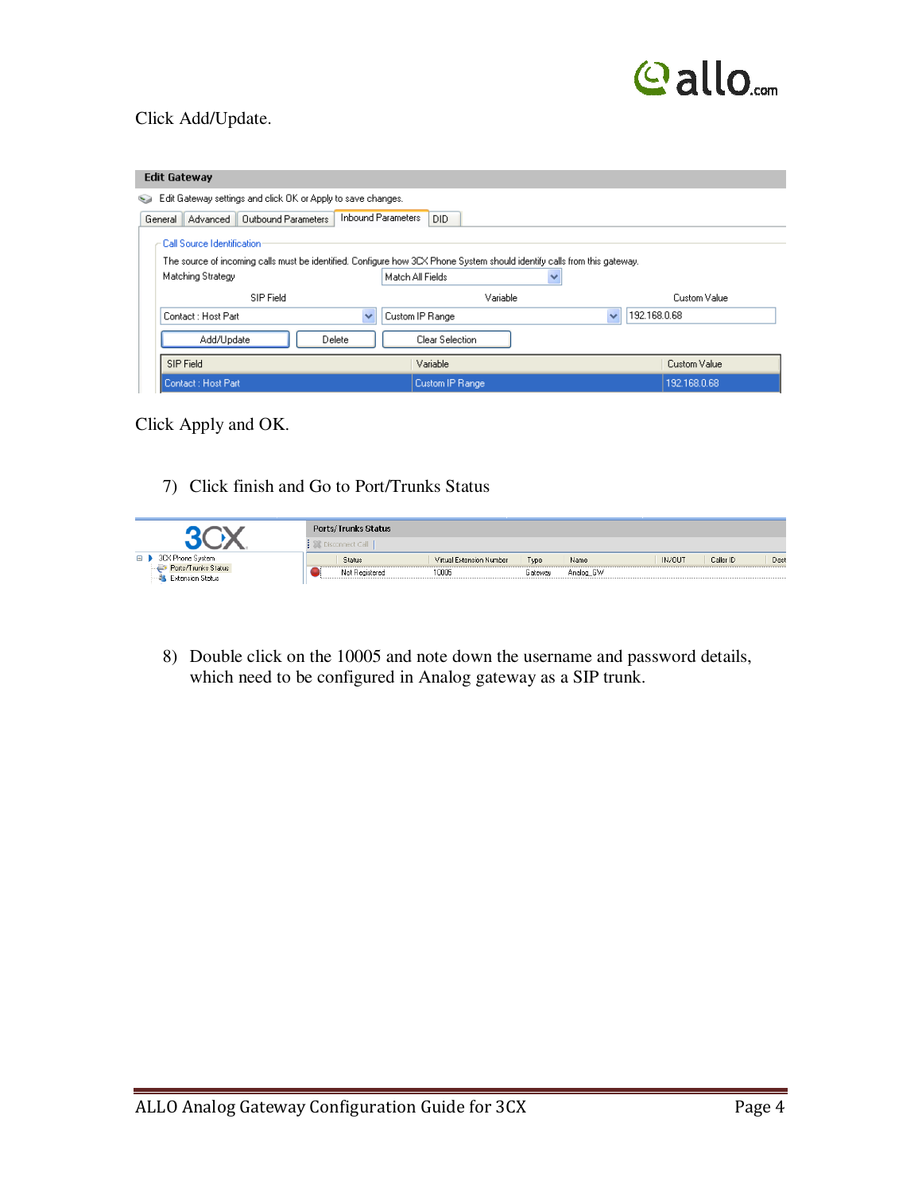Click Add/Update.

Click Apply and OK.

7) Click finish and Go to Port/Trunks Status

8) Double click on the 10005 and note down the username and password details, which need to be configured in Analog gateway as a SIP trunk.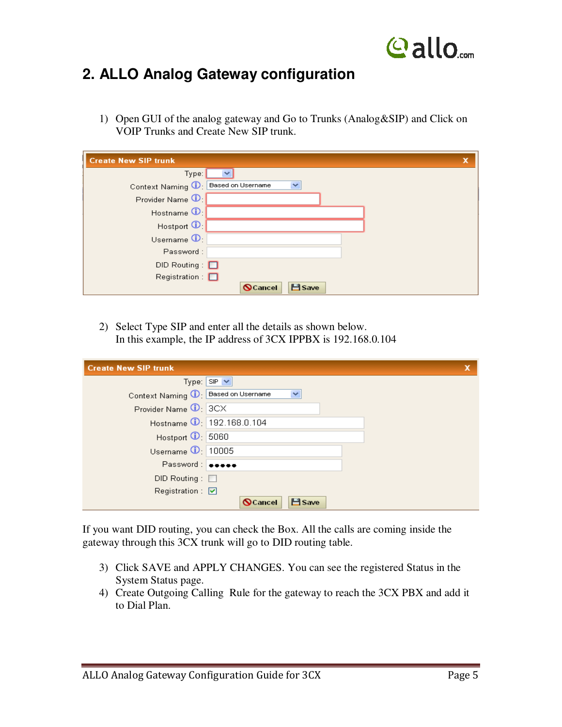## 2. ALLO Analog Gateway configuration

1) Open GUI of the analog gateway and Go to Trunks (Analog&SIP) and Click on VOIP Trunks and Create New SIP trunk.

2) Select Type SIP and enter all the details as shown below.
   In this example, the IP address of 3CX IPPBX is 192.168.0.104

If you want DID routing, you can check the Box. All the calls are coming inside the gateway through this 3CX trunk will go to DID routing table.

3) Click SAVE and APPLY CHANGES. You can see the registered Status in the System Status page.
4) Create Outgoing Calling Rule for the gateway to reach the 3CX PBX and add it to Dial Plan.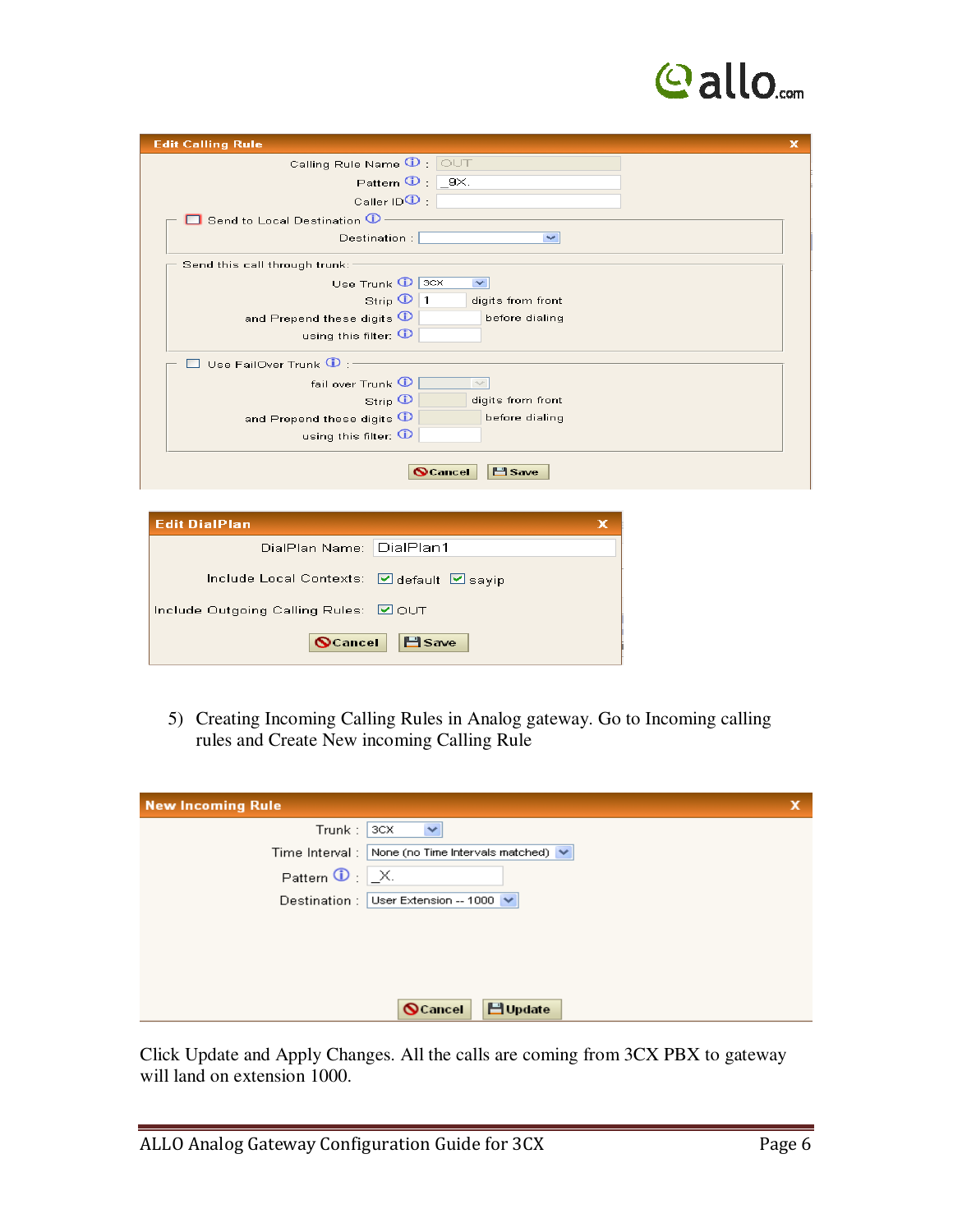**Edit Calling Rule**

Calling Rule Name : OUT

Pattern : _9X.

Caller ID :

Send to Local Destination

Destination :

Send this call through trunk:

Use Trunk 3CX

Strip 1 digits from front

and Prepend these digits before dialing

using this filter:

Use FailOver Trunk :

fail over Trunk

Strip digits from front

and Prepend these digits before dialing

using this filter:

Cancel Save

**Edit DialPlan**

DialPlan Name: DialPlan1

Include Local Contexts: default sayip

Include Outgoing Calling Rules: OUT

Cancel Save

5) Creating Incoming Calling Rules in Analog gateway. Go to Incoming calling rules and Create New incoming Calling Rule

**New Incoming Rule**

Trunk : 3CX

Time Interval : None (no Time Intervals matched)

Pattern : _X.

Destination : User Extension -- 1000

Cancel Update

Click Update and Apply Changes. All the calls are coming from 3CX PBX to gateway will land on extension 1000.